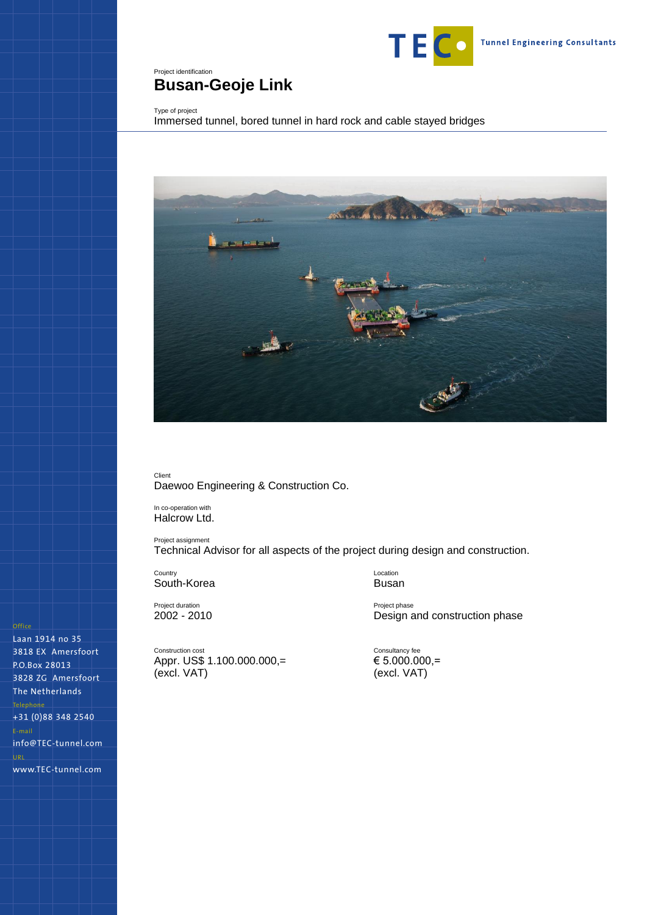TEC Tunnel Engineering Consultants

Project identification

# Busan-Geoje Link

Type of project

Immersed tunnel, bored tunnel in hard rock and cable stayed bridges

Client

Daewoo Engineering & Construction Co.

In co-operation with

Halcrow Ltd.

Project assignment

Technical Advisor for all aspects of the project during design and construction.

Country

South-Korea

Location

Busan

Project duration

2002 - 2010

Project phase

Design and construction phase

Construction cost

Appr. US$ 1.100.000.000,=
(excl. VAT)

Consultancy fee

€ 5.000.000,=
(excl. VAT)

Office

Laan 1914 no 35
3818 EX Amersfoort
P.O.Box 28013
3828 ZG Amersfoort
The Netherlands

Telephone

+31 (0)88 348 2540

E-mail

info@TEC-tunnel.com

URL

www.TEC-tunnel.com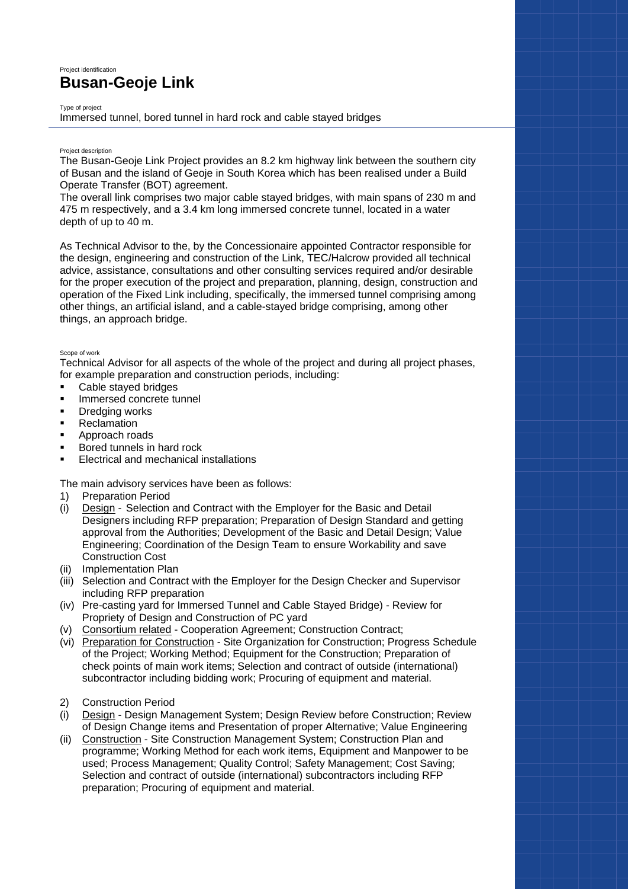Project identification

# Busan-Geoje Link

Type of project

Immersed tunnel, bored tunnel in hard rock and cable stayed bridges

Project description

The Busan-Geoje Link Project provides an 8.2 km highway link between the southern city of Busan and the island of Geoje in South Korea which has been realised under a Build Operate Transfer (BOT) agreement.
The overall link comprises two major cable stayed bridges, with main spans of 230 m and 475 m respectively, and a 3.4 km long immersed concrete tunnel, located in a water depth of up to 40 m.

As Technical Advisor to the, by the Concessionaire appointed Contractor responsible for the design, engineering and construction of the Link, TEC/Halcrow provided all technical advice, assistance, consultations and other consulting services required and/or desirable for the proper execution of the project and preparation, planning, design, construction and operation of the Fixed Link including, specifically, the immersed tunnel comprising among other things, an artificial island, and a cable-stayed bridge comprising, among other things, an approach bridge.

Scope of work

Technical Advisor for all aspects of the whole of the project and during all project phases, for example preparation and construction periods, including:

- Cable stayed bridges
- Immersed concrete tunnel
- Dredging works
- Reclamation
- Approach roads
- Bored tunnels in hard rock
- Electrical and mechanical installations

The main advisory services have been as follows:

1) Preparation Period
(i) Design - Selection and Contract with the Employer for the Basic and Detail Designers including RFP preparation; Preparation of Design Standard and getting approval from the Authorities; Development of the Basic and Detail Design; Value Engineering; Coordination of the Design Team to ensure Workability and save Construction Cost
(ii) Implementation Plan
(iii) Selection and Contract with the Employer for the Design Checker and Supervisor including RFP preparation
(iv) Pre-casting yard for Immersed Tunnel and Cable Stayed Bridge) - Review for Propriety of Design and Construction of PC yard
(v) Consortium related - Cooperation Agreement; Construction Contract;
(vi) Preparation for Construction - Site Organization for Construction; Progress Schedule of the Project; Working Method; Equipment for the Construction; Preparation of check points of main work items; Selection and contract of outside (international) subcontractor including bidding work; Procuring of equipment and material.

2) Construction Period
(i) Design - Design Management System; Design Review before Construction; Review of Design Change items and Presentation of proper Alternative; Value Engineering
(ii) Construction - Site Construction Management System; Construction Plan and programme; Working Method for each work items, Equipment and Manpower to be used; Process Management; Quality Control; Safety Management; Cost Saving; Selection and contract of outside (international) subcontractors including RFP preparation; Procuring of equipment and material.